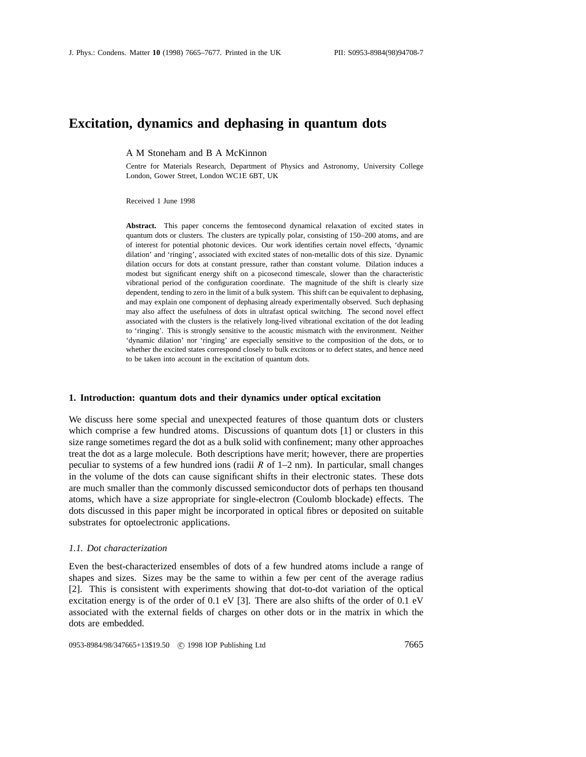# Excitation, dynamics and dephasing in quantum dots

A M Stoneham and B A McKinnon

Centre for Materials Research, Department of Physics and Astronomy, University College London, Gower Street, London WC1E 6BT, UK

Received 1 June 1998

**Abstract.** This paper concerns the femtosecond dynamical relaxation of excited states in quantum dots or clusters. The clusters are typically polar, consisting of 150–200 atoms, and are of interest for potential photonic devices. Our work identifies certain novel effects, 'dynamic dilation' and 'ringing', associated with excited states of non-metallic dots of this size. Dynamic dilation occurs for dots at constant pressure, rather than constant volume. Dilation induces a modest but significant energy shift on a picosecond timescale, slower than the characteristic vibrational period of the configuration coordinate. The magnitude of the shift is clearly size dependent, tending to zero in the limit of a bulk system. This shift can be equivalent to dephasing, and may explain one component of dephasing already experimentally observed. Such dephasing may also affect the usefulness of dots in ultrafast optical switching. The second novel effect associated with the clusters is the relatively long-lived vibrational excitation of the dot leading to 'ringing'. This is strongly sensitive to the acoustic mismatch with the environment. Neither 'dynamic dilation' nor 'ringing' are especially sensitive to the composition of the dots, or to whether the excited states correspond closely to bulk excitons or to defect states, and hence need to be taken into account in the excitation of quantum dots.

## 1. Introduction: quantum dots and their dynamics under optical excitation

We discuss here some special and unexpected features of those quantum dots or clusters which comprise a few hundred atoms. Discussions of quantum dots [1] or clusters in this size range sometimes regard the dot as a bulk solid with confinement; many other approaches treat the dot as a large molecule. Both descriptions have merit; however, there are properties peculiar to systems of a few hundred ions (radii $R$ of 1–2 nm). In particular, small changes in the volume of the dots can cause significant shifts in their electronic states. These dots are much smaller than the commonly discussed semiconductor dots of perhaps ten thousand atoms, which have a size appropriate for single-electron (Coulomb blockade) effects. The dots discussed in this paper might be incorporated in optical fibres or deposited on suitable substrates for optoelectronic applications.

### 1.1. Dot characterization

Even the best-characterized ensembles of dots of a few hundred atoms include a range of shapes and sizes. Sizes may be the same to within a few per cent of the average radius [2]. This is consistent with experiments showing that dot-to-dot variation of the optical excitation energy is of the order of 0.1 eV [3]. There are also shifts of the order of 0.1 eV associated with the external fields of charges on other dots or in the matrix in which the dots are embedded.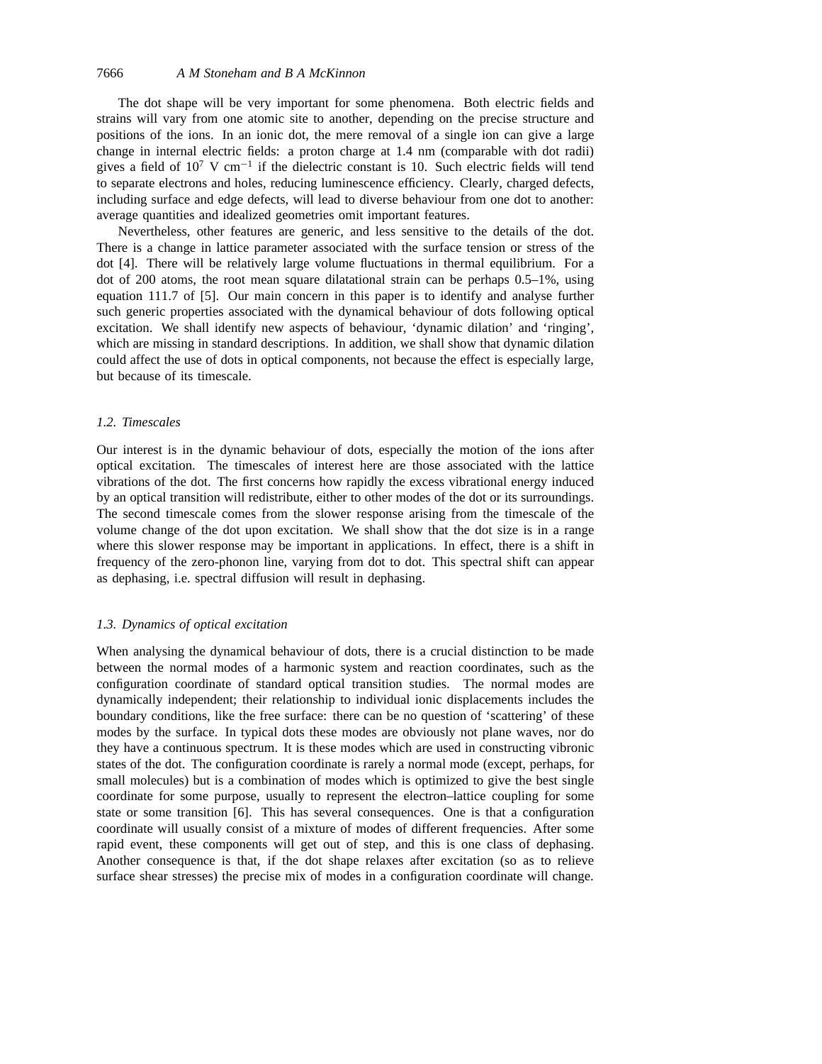The dot shape will be very important for some phenomena. Both electric fields and strains will vary from one atomic site to another, depending on the precise structure and positions of the ions. In an ionic dot, the mere removal of a single ion can give a large change in internal electric fields: a proton charge at 1.4 nm (comparable with dot radii) gives a field of $10^7$ V cm$^{-1}$ if the dielectric constant is 10. Such electric fields will tend to separate electrons and holes, reducing luminescence efficiency. Clearly, charged defects, including surface and edge defects, will lead to diverse behaviour from one dot to another: average quantities and idealized geometries omit important features.

Nevertheless, other features are generic, and less sensitive to the details of the dot. There is a change in lattice parameter associated with the surface tension or stress of the dot [4]. There will be relatively large volume fluctuations in thermal equilibrium. For a dot of 200 atoms, the root mean square dilatational strain can be perhaps 0.5–1%, using equation 111.7 of [5]. Our main concern in this paper is to identify and analyse further such generic properties associated with the dynamical behaviour of dots following optical excitation. We shall identify new aspects of behaviour, 'dynamic dilation' and 'ringing', which are missing in standard descriptions. In addition, we shall show that dynamic dilation could affect the use of dots in optical components, not because the effect is especially large, but because of its timescale.

### *1.2. Timescales*

Our interest is in the dynamic behaviour of dots, especially the motion of the ions after optical excitation. The timescales of interest here are those associated with the lattice vibrations of the dot. The first concerns how rapidly the excess vibrational energy induced by an optical transition will redistribute, either to other modes of the dot or its surroundings. The second timescale comes from the slower response arising from the timescale of the volume change of the dot upon excitation. We shall show that the dot size is in a range where this slower response may be important in applications. In effect, there is a shift in frequency of the zero-phonon line, varying from dot to dot. This spectral shift can appear as dephasing, i.e. spectral diffusion will result in dephasing.

### *1.3. Dynamics of optical excitation*

When analysing the dynamical behaviour of dots, there is a crucial distinction to be made between the normal modes of a harmonic system and reaction coordinates, such as the configuration coordinate of standard optical transition studies. The normal modes are dynamically independent; their relationship to individual ionic displacements includes the boundary conditions, like the free surface: there can be no question of 'scattering' of these modes by the surface. In typical dots these modes are obviously not plane waves, nor do they have a continuous spectrum. It is these modes which are used in constructing vibronic states of the dot. The configuration coordinate is rarely a normal mode (except, perhaps, for small molecules) but is a combination of modes which is optimized to give the best single coordinate for some purpose, usually to represent the electron–lattice coupling for some state or some transition [6]. This has several consequences. One is that a configuration coordinate will usually consist of a mixture of modes of different frequencies. After some rapid event, these components will get out of step, and this is one class of dephasing. Another consequence is that, if the dot shape relaxes after excitation (so as to relieve surface shear stresses) the precise mix of modes in a configuration coordinate will change.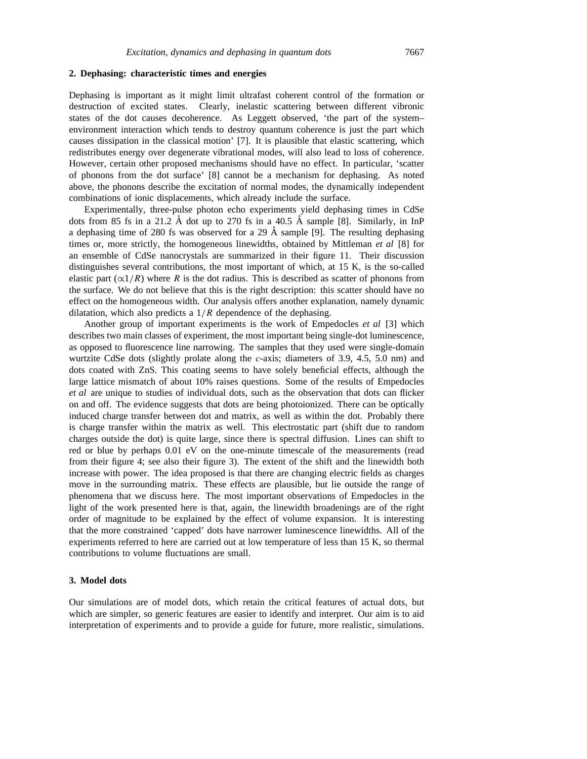## 2. Dephasing: characteristic times and energies

Dephasing is important as it might limit ultrafast coherent control of the formation or destruction of excited states. Clearly, inelastic scattering between different vibronic states of the dot causes decoherence. As Leggett observed, 'the part of the system–environment interaction which tends to destroy quantum coherence is just the part which causes dissipation in the classical motion' [7]. It is plausible that elastic scattering, which redistributes energy over degenerate vibrational modes, will also lead to loss of coherence. However, certain other proposed mechanisms should have no effect. In particular, 'scatter of phonons from the dot surface' [8] cannot be a mechanism for dephasing. As noted above, the phonons describe the excitation of normal modes, the dynamically independent combinations of ionic displacements, which already include the surface.

Experimentally, three-pulse photon echo experiments yield dephasing times in CdSe dots from 85 fs in a 21.2 Å dot up to 270 fs in a 40.5 Å sample [8]. Similarly, in InP a dephasing time of 280 fs was observed for a 29 Å sample [9]. The resulting dephasing times or, more strictly, the homogeneous linewidths, obtained by Mittleman *et al* [8] for an ensemble of CdSe nanocrystals are summarized in their figure 11. Their discussion distinguishes several contributions, the most important of which, at 15 K, is the so-called elastic part ($\propto 1/R$) where $R$ is the dot radius. This is described as scatter of phonons from the surface. We do not believe that this is the right description: this scatter should have no effect on the homogeneous width. Our analysis offers another explanation, namely dynamic dilatation, which also predicts a $1/R$ dependence of the dephasing.

Another group of important experiments is the work of Empedocles *et al* [3] which describes two main classes of experiment, the most important being single-dot luminescence, as opposed to fluorescence line narrowing. The samples that they used were single-domain wurtzite CdSe dots (slightly prolate along the $c$-axis; diameters of 3.9, 4.5, 5.0 nm) and dots coated with ZnS. This coating seems to have solely beneficial effects, although the large lattice mismatch of about 10% raises questions. Some of the results of Empedocles *et al* are unique to studies of individual dots, such as the observation that dots can flicker on and off. The evidence suggests that dots are being photoionized. There can be optically induced charge transfer between dot and matrix, as well as within the dot. Probably there is charge transfer within the matrix as well. This electrostatic part (shift due to random charges outside the dot) is quite large, since there is spectral diffusion. Lines can shift to red or blue by perhaps 0.01 eV on the one-minute timescale of the measurements (read from their figure 4; see also their figure 3). The extent of the shift and the linewidth both increase with power. The idea proposed is that there are changing electric fields as charges move in the surrounding matrix. These effects are plausible, but lie outside the range of phenomena that we discuss here. The most important observations of Empedocles in the light of the work presented here is that, again, the linewidth broadenings are of the right order of magnitude to be explained by the effect of volume expansion. It is interesting that the more constrained 'capped' dots have narrower luminescence linewidths. All of the experiments referred to here are carried out at low temperature of less than 15 K, so thermal contributions to volume fluctuations are small.

## 3. Model dots

Our simulations are of model dots, which retain the critical features of actual dots, but which are simpler, so generic features are easier to identify and interpret. Our aim is to aid interpretation of experiments and to provide a guide for future, more realistic, simulations.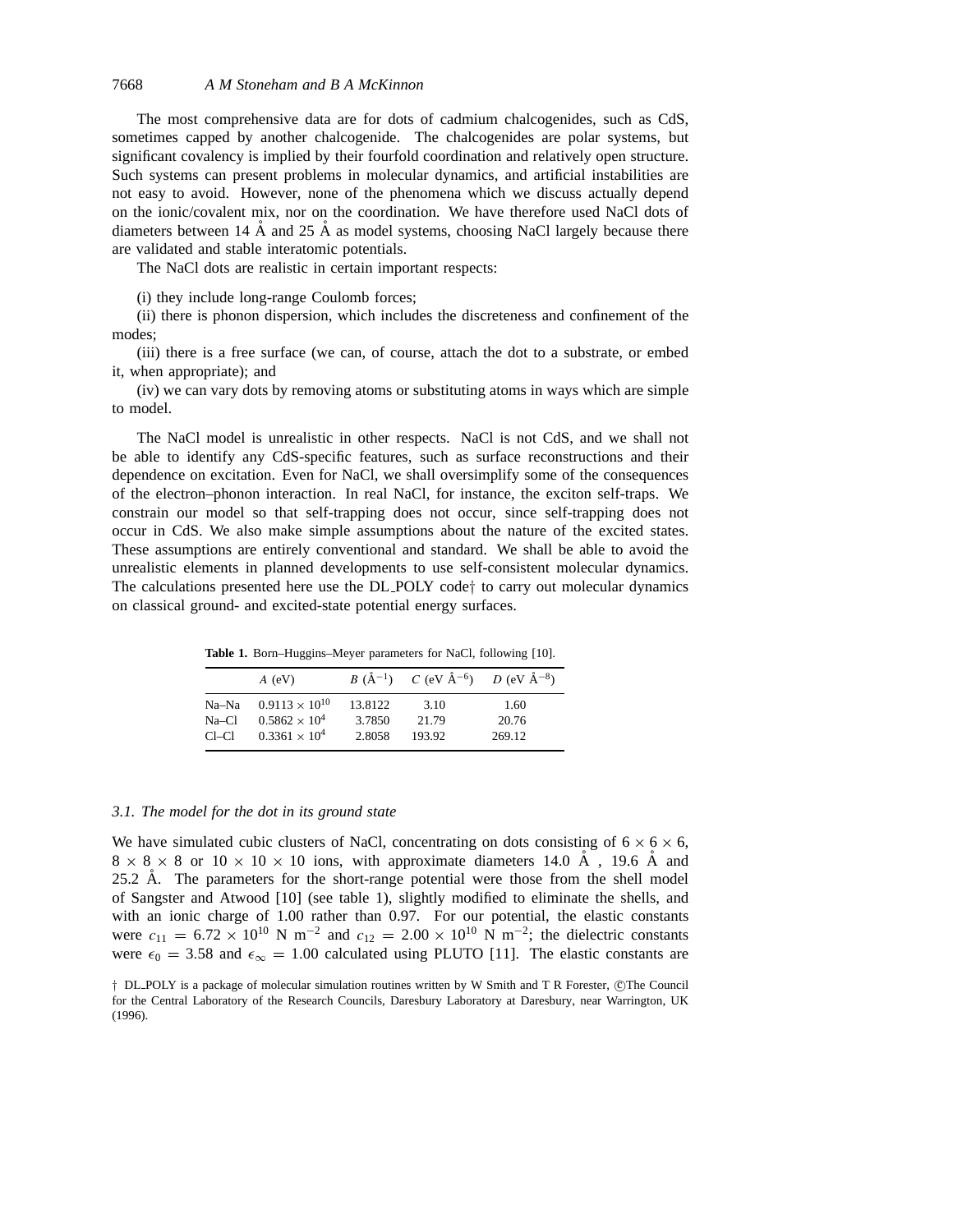The most comprehensive data are for dots of cadmium chalcogenides, such as CdS, sometimes capped by another chalcogenide. The chalcogenides are polar systems, but significant covalency is implied by their fourfold coordination and relatively open structure. Such systems can present problems in molecular dynamics, and artificial instabilities are not easy to avoid. However, none of the phenomena which we discuss actually depend on the ionic/covalent mix, nor on the coordination. We have therefore used NaCl dots of diameters between 14 Å and 25 Å as model systems, choosing NaCl largely because there are validated and stable interatomic potentials.

The NaCl dots are realistic in certain important respects:

(i) they include long-range Coulomb forces;

(ii) there is phonon dispersion, which includes the discreteness and confinement of the modes;

(iii) there is a free surface (we can, of course, attach the dot to a substrate, or embed it, when appropriate); and

(iv) we can vary dots by removing atoms or substituting atoms in ways which are simple to model.

The NaCl model is unrealistic in other respects. NaCl is not CdS, and we shall not be able to identify any CdS-specific features, such as surface reconstructions and their dependence on excitation. Even for NaCl, we shall oversimplify some of the consequences of the electron–phonon interaction. In real NaCl, for instance, the exciton self-traps. We constrain our model so that self-trapping does not occur, since self-trapping does not occur in CdS. We also make simple assumptions about the nature of the excited states. These assumptions are entirely conventional and standard. We shall be able to avoid the unrealistic elements in planned developments to use self-consistent molecular dynamics. The calculations presented here use the DL_POLY code† to carry out molecular dynamics on classical ground- and excited-state potential energy surfaces.

**Table 1.** Born–Huggins–Meyer parameters for NaCl, following [10].

| | $A$ (eV) | $B$ (Å$^{-1}$) | $C$ (eV Å$^{-6}$) | $D$ (eV Å$^{-8}$) |
|---|---|---|---|---|
| Na–Na | $0.9113 \times 10^{10}$ | 13.8122 | 3.10 | 1.60 |
| Na–Cl | $0.5862 \times 10^{4}$ | 3.7850 | 21.79 | 20.76 |
| Cl–Cl | $0.3361 \times 10^{4}$ | 2.8058 | 193.92 | 269.12 |

### *3.1. The model for the dot in its ground state*

We have simulated cubic clusters of NaCl, concentrating on dots consisting of $6 \times 6 \times 6$, $8 \times 8 \times 8$ or $10 \times 10 \times 10$ ions, with approximate diameters 14.0 Å , 19.6 Å and 25.2 Å. The parameters for the short-range potential were those from the shell model of Sangster and Atwood [10] (see table 1), slightly modified to eliminate the shells, and with an ionic charge of 1.00 rather than 0.97. For our potential, the elastic constants were $c_{11} = 6.72 \times 10^{10}$ N m$^{-2}$ and $c_{12} = 2.00 \times 10^{10}$ N m$^{-2}$; the dielectric constants were $\epsilon_0 = 3.58$ and $\epsilon_\infty = 1.00$ calculated using PLUTO [11]. The elastic constants are

† DL_POLY is a package of molecular simulation routines written by W Smith and T R Forester, ©The Council for the Central Laboratory of the Research Councils, Daresbury Laboratory at Daresbury, near Warrington, UK (1996).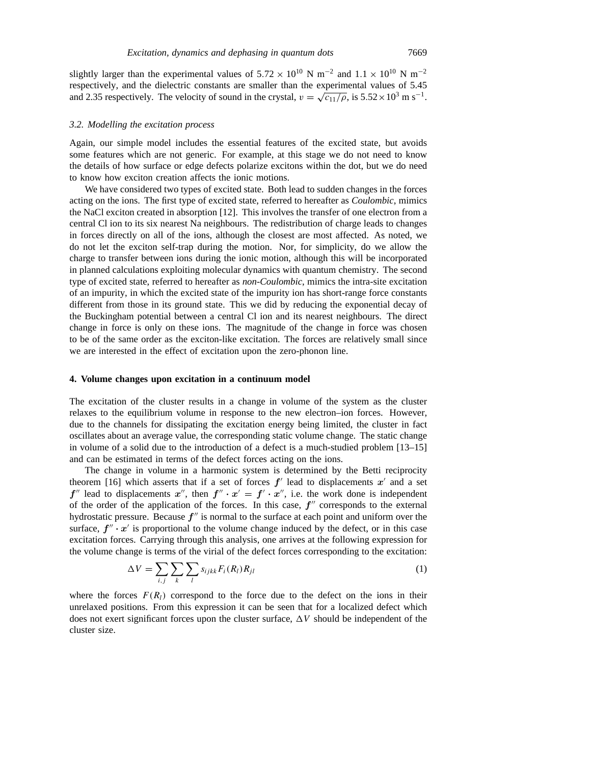slightly larger than the experimental values of $5.72 \times 10^{10}$ N m$^{-2}$ and $1.1 \times 10^{10}$ N m$^{-2}$ respectively, and the dielectric constants are smaller than the experimental values of 5.45 and 2.35 respectively. The velocity of sound in the crystal, $v = \sqrt{c_{11}/\rho}$, is $5.52 \times 10^3$ m s$^{-1}$.

### 3.2. Modelling the excitation process

Again, our simple model includes the essential features of the excited state, but avoids some features which are not generic. For example, at this stage we do not need to know the details of how surface or edge defects polarize excitons within the dot, but we do need to know how exciton creation affects the ionic motions.

We have considered two types of excited state. Both lead to sudden changes in the forces acting on the ions. The first type of excited state, referred to hereafter as *Coulombic*, mimics the NaCl exciton created in absorption [12]. This involves the transfer of one electron from a central Cl ion to its six nearest Na neighbours. The redistribution of charge leads to changes in forces directly on all of the ions, although the closest are most affected. As noted, we do not let the exciton self-trap during the motion. Nor, for simplicity, do we allow the charge to transfer between ions during the ionic motion, although this will be incorporated in planned calculations exploiting molecular dynamics with quantum chemistry. The second type of excited state, referred to hereafter as *non-Coulombic*, mimics the intra-site excitation of an impurity, in which the excited state of the impurity ion has short-range force constants different from those in its ground state. This we did by reducing the exponential decay of the Buckingham potential between a central Cl ion and its nearest neighbours. The direct change in force is only on these ions. The magnitude of the change in force was chosen to be of the same order as the exciton-like excitation. The forces are relatively small since we are interested in the effect of excitation upon the zero-phonon line.

## 4. Volume changes upon excitation in a continuum model

The excitation of the cluster results in a change in volume of the system as the cluster relaxes to the equilibrium volume in response to the new electron–ion forces. However, due to the channels for dissipating the excitation energy being limited, the cluster in fact oscillates about an average value, the corresponding static volume change. The static change in volume of a solid due to the introduction of a defect is a much-studied problem [13–15] and can be estimated in terms of the defect forces acting on the ions.

The change in volume in a harmonic system is determined by the Betti reciprocity theorem [16] which asserts that if a set of forces $\boldsymbol{f}'$ lead to displacements $\boldsymbol{x}'$ and a set $\boldsymbol{f}''$ lead to displacements $\boldsymbol{x}''$, then $\boldsymbol{f}'' \cdot \boldsymbol{x}' = \boldsymbol{f}' \cdot \boldsymbol{x}''$, i.e. the work done is independent of the order of the application of the forces. In this case, $\boldsymbol{f}''$ corresponds to the external hydrostatic pressure. Because $\boldsymbol{f}''$ is normal to the surface at each point and uniform over the surface, $\boldsymbol{f}'' \cdot \boldsymbol{x}'$ is proportional to the volume change induced by the defect, or in this case excitation forces. Carrying through this analysis, one arrives at the following expression for the volume change is terms of the virial of the defect forces corresponding to the excitation:

$$\Delta V = \sum_{i,j} \sum_{k} \sum_{l} s_{ijkk} F_i(R_l) R_{jl} \tag{1}$$

where the forces $F(R_l)$ correspond to the force due to the defect on the ions in their unrelaxed positions. From this expression it can be seen that for a localized defect which does not exert significant forces upon the cluster surface, $\Delta V$ should be independent of the cluster size.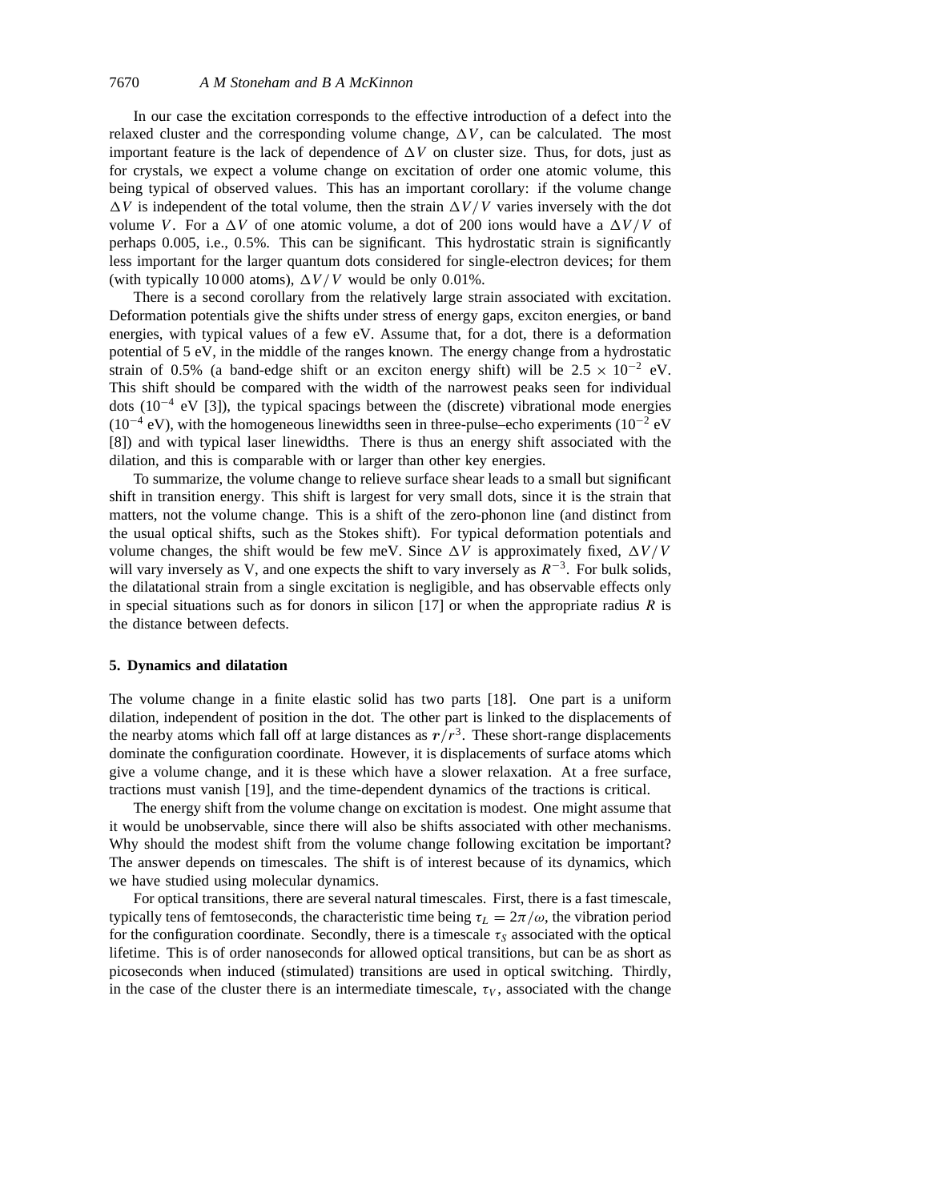In our case the excitation corresponds to the effective introduction of a defect into the relaxed cluster and the corresponding volume change, $\Delta V$, can be calculated. The most important feature is the lack of dependence of $\Delta V$ on cluster size. Thus, for dots, just as for crystals, we expect a volume change on excitation of order one atomic volume, this being typical of observed values. This has an important corollary: if the volume change $\Delta V$ is independent of the total volume, then the strain $\Delta V/V$ varies inversely with the dot volume $V$. For a $\Delta V$ of one atomic volume, a dot of 200 ions would have a $\Delta V/V$ of perhaps 0.005, i.e., 0.5%. This can be significant. This hydrostatic strain is significantly less important for the larger quantum dots considered for single-electron devices; for them (with typically 10 000 atoms), $\Delta V/V$ would be only 0.01%.

There is a second corollary from the relatively large strain associated with excitation. Deformation potentials give the shifts under stress of energy gaps, exciton energies, or band energies, with typical values of a few eV. Assume that, for a dot, there is a deformation potential of 5 eV, in the middle of the ranges known. The energy change from a hydrostatic strain of 0.5% (a band-edge shift or an exciton energy shift) will be $2.5 \times 10^{-2}$ eV. This shift should be compared with the width of the narrowest peaks seen for individual dots ($10^{-4}$ eV [3]), the typical spacings between the (discrete) vibrational mode energies ($10^{-4}$ eV), with the homogeneous linewidths seen in three-pulse–echo experiments ($10^{-2}$ eV [8]) and with typical laser linewidths. There is thus an energy shift associated with the dilation, and this is comparable with or larger than other key energies.

To summarize, the volume change to relieve surface shear leads to a small but significant shift in transition energy. This shift is largest for very small dots, since it is the strain that matters, not the volume change. This is a shift of the zero-phonon line (and distinct from the usual optical shifts, such as the Stokes shift). For typical deformation potentials and volume changes, the shift would be few meV. Since $\Delta V$ is approximately fixed, $\Delta V/V$ will vary inversely as V, and one expects the shift to vary inversely as $R^{-3}$. For bulk solids, the dilatational strain from a single excitation is negligible, and has observable effects only in special situations such as for donors in silicon [17] or when the appropriate radius $R$ is the distance between defects.

## 5. Dynamics and dilatation

The volume change in a finite elastic solid has two parts [18]. One part is a uniform dilation, independent of position in the dot. The other part is linked to the displacements of the nearby atoms which fall off at large distances as $\boldsymbol{r}/r^3$. These short-range displacements dominate the configuration coordinate. However, it is displacements of surface atoms which give a volume change, and it is these which have a slower relaxation. At a free surface, tractions must vanish [19], and the time-dependent dynamics of the tractions is critical.

The energy shift from the volume change on excitation is modest. One might assume that it would be unobservable, since there will also be shifts associated with other mechanisms. Why should the modest shift from the volume change following excitation be important? The answer depends on timescales. The shift is of interest because of its dynamics, which we have studied using molecular dynamics.

For optical transitions, there are several natural timescales. First, there is a fast timescale, typically tens of femtoseconds, the characteristic time being $\tau_L = 2\pi/\omega$, the vibration period for the configuration coordinate. Secondly, there is a timescale $\tau_S$ associated with the optical lifetime. This is of order nanoseconds for allowed optical transitions, but can be as short as picoseconds when induced (stimulated) transitions are used in optical switching. Thirdly, in the case of the cluster there is an intermediate timescale, $\tau_V$, associated with the change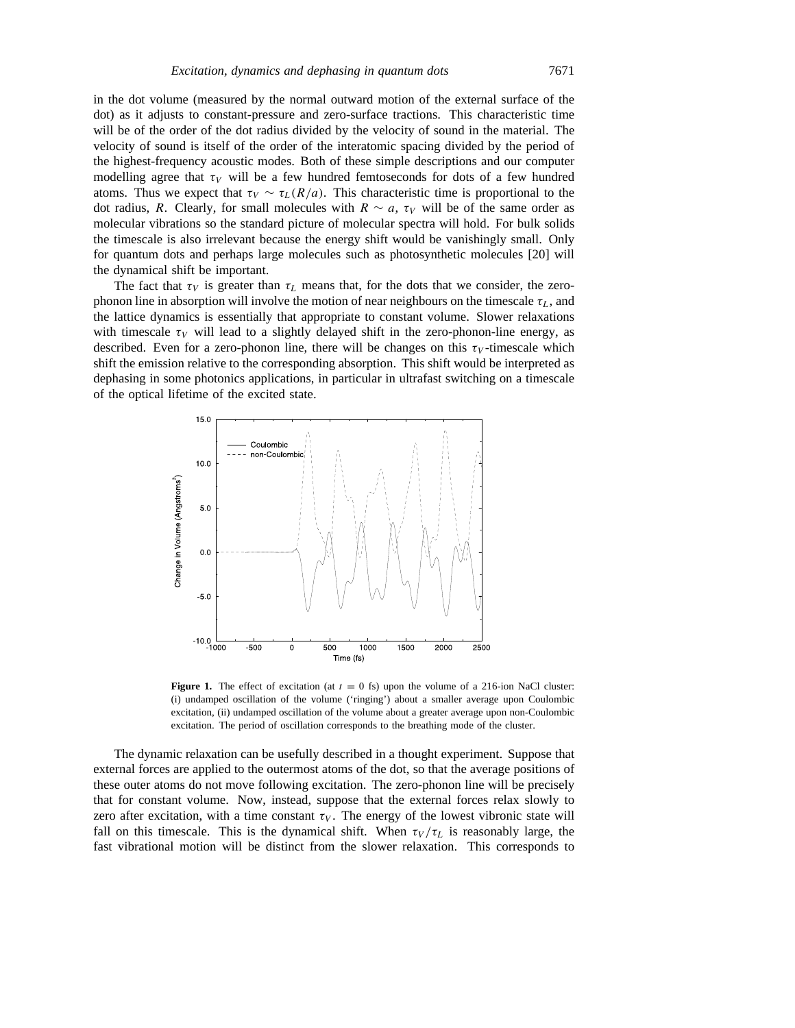in the dot volume (measured by the normal outward motion of the external surface of the dot) as it adjusts to constant-pressure and zero-surface tractions. This characteristic time will be of the order of the dot radius divided by the velocity of sound in the material. The velocity of sound is itself of the order of the interatomic spacing divided by the period of the highest-frequency acoustic modes. Both of these simple descriptions and our computer modelling agree that $\tau_V$ will be a few hundred femtoseconds for dots of a few hundred atoms. Thus we expect that $\tau_V \sim \tau_L(R/a)$. This characteristic time is proportional to the dot radius, $R$. Clearly, for small molecules with $R \sim a$, $\tau_V$ will be of the same order as molecular vibrations so the standard picture of molecular spectra will hold. For bulk solids the timescale is also irrelevant because the energy shift would be vanishingly small. Only for quantum dots and perhaps large molecules such as photosynthetic molecules [20] will the dynamical shift be important.

The fact that $\tau_V$ is greater than $\tau_L$ means that, for the dots that we consider, the zero-phonon line in absorption will involve the motion of near neighbours on the timescale $\tau_L$, and the lattice dynamics is essentially that appropriate to constant volume. Slower relaxations with timescale $\tau_V$ will lead to a slightly delayed shift in the zero-phonon-line energy, as described. Even for a zero-phonon line, there will be changes on this $\tau_V$-timescale which shift the emission relative to the corresponding absorption. This shift would be interpreted as dephasing in some photonics applications, in particular in ultrafast switching on a timescale of the optical lifetime of the excited state.

**Figure 1.** The effect of excitation (at $t = 0$ fs) upon the volume of a 216-ion NaCl cluster: (i) undamped oscillation of the volume ('ringing') about a smaller average upon Coulombic excitation, (ii) undamped oscillation of the volume about a greater average upon non-Coulombic excitation. The period of oscillation corresponds to the breathing mode of the cluster.

The dynamic relaxation can be usefully described in a thought experiment. Suppose that external forces are applied to the outermost atoms of the dot, so that the average positions of these outer atoms do not move following excitation. The zero-phonon line will be precisely that for constant volume. Now, instead, suppose that the external forces relax slowly to zero after excitation, with a time constant $\tau_V$. The energy of the lowest vibronic state will fall on this timescale. This is the dynamical shift. When $\tau_V/\tau_L$ is reasonably large, the fast vibrational motion will be distinct from the slower relaxation. This corresponds to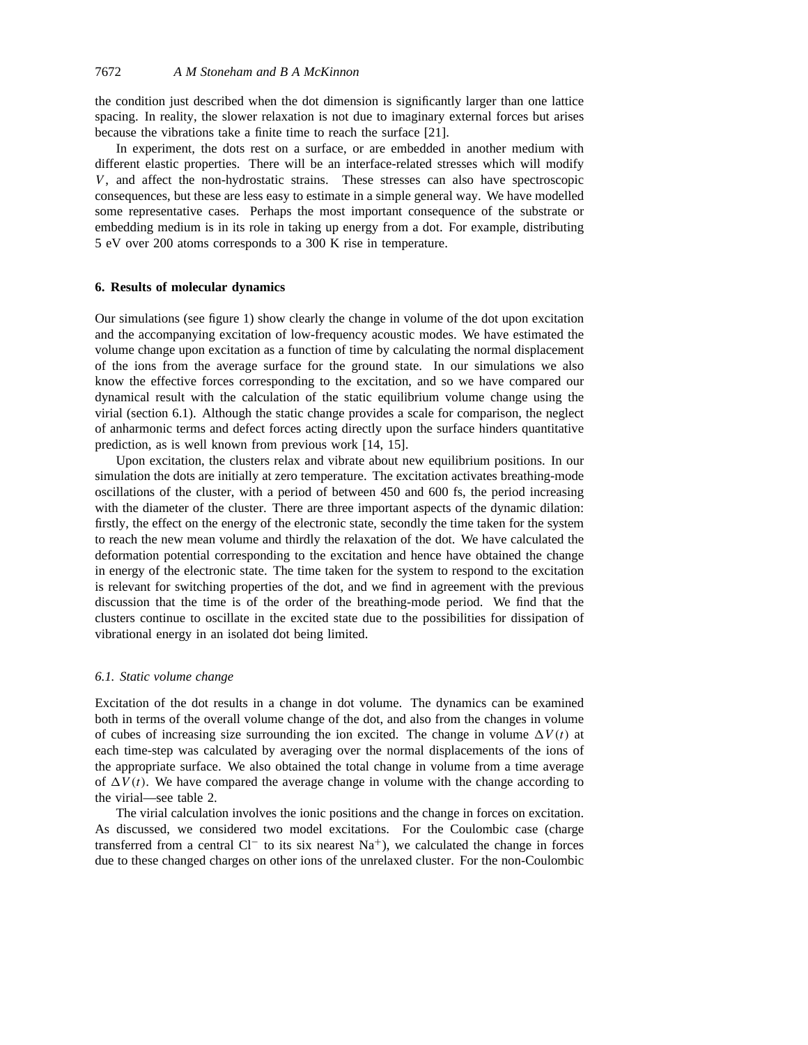the condition just described when the dot dimension is significantly larger than one lattice spacing. In reality, the slower relaxation is not due to imaginary external forces but arises because the vibrations take a finite time to reach the surface [21].

In experiment, the dots rest on a surface, or are embedded in another medium with different elastic properties. There will be an interface-related stresses which will modify $V$, and affect the non-hydrostatic strains. These stresses can also have spectroscopic consequences, but these are less easy to estimate in a simple general way. We have modelled some representative cases. Perhaps the most important consequence of the substrate or embedding medium is in its role in taking up energy from a dot. For example, distributing 5 eV over 200 atoms corresponds to a 300 K rise in temperature.

## 6. Results of molecular dynamics

Our simulations (see figure 1) show clearly the change in volume of the dot upon excitation and the accompanying excitation of low-frequency acoustic modes. We have estimated the volume change upon excitation as a function of time by calculating the normal displacement of the ions from the average surface for the ground state. In our simulations we also know the effective forces corresponding to the excitation, and so we have compared our dynamical result with the calculation of the static equilibrium volume change using the virial (section 6.1). Although the static change provides a scale for comparison, the neglect of anharmonic terms and defect forces acting directly upon the surface hinders quantitative prediction, as is well known from previous work [14, 15].

Upon excitation, the clusters relax and vibrate about new equilibrium positions. In our simulation the dots are initially at zero temperature. The excitation activates breathing-mode oscillations of the cluster, with a period of between 450 and 600 fs, the period increasing with the diameter of the cluster. There are three important aspects of the dynamic dilation: firstly, the effect on the energy of the electronic state, secondly the time taken for the system to reach the new mean volume and thirdly the relaxation of the dot. We have calculated the deformation potential corresponding to the excitation and hence have obtained the change in energy of the electronic state. The time taken for the system to respond to the excitation is relevant for switching properties of the dot, and we find in agreement with the previous discussion that the time is of the order of the breathing-mode period. We find that the clusters continue to oscillate in the excited state due to the possibilities for dissipation of vibrational energy in an isolated dot being limited.

### 6.1. Static volume change

Excitation of the dot results in a change in dot volume. The dynamics can be examined both in terms of the overall volume change of the dot, and also from the changes in volume of cubes of increasing size surrounding the ion excited. The change in volume $\Delta V(t)$ at each time-step was calculated by averaging over the normal displacements of the ions of the appropriate surface. We also obtained the total change in volume from a time average of $\Delta V(t)$. We have compared the average change in volume with the change according to the virial—see table 2.

The virial calculation involves the ionic positions and the change in forces on excitation. As discussed, we considered two model excitations. For the Coulombic case (charge transferred from a central $Cl^-$ to its six nearest $Na^+$), we calculated the change in forces due to these changed charges on other ions of the unrelaxed cluster. For the non-Coulombic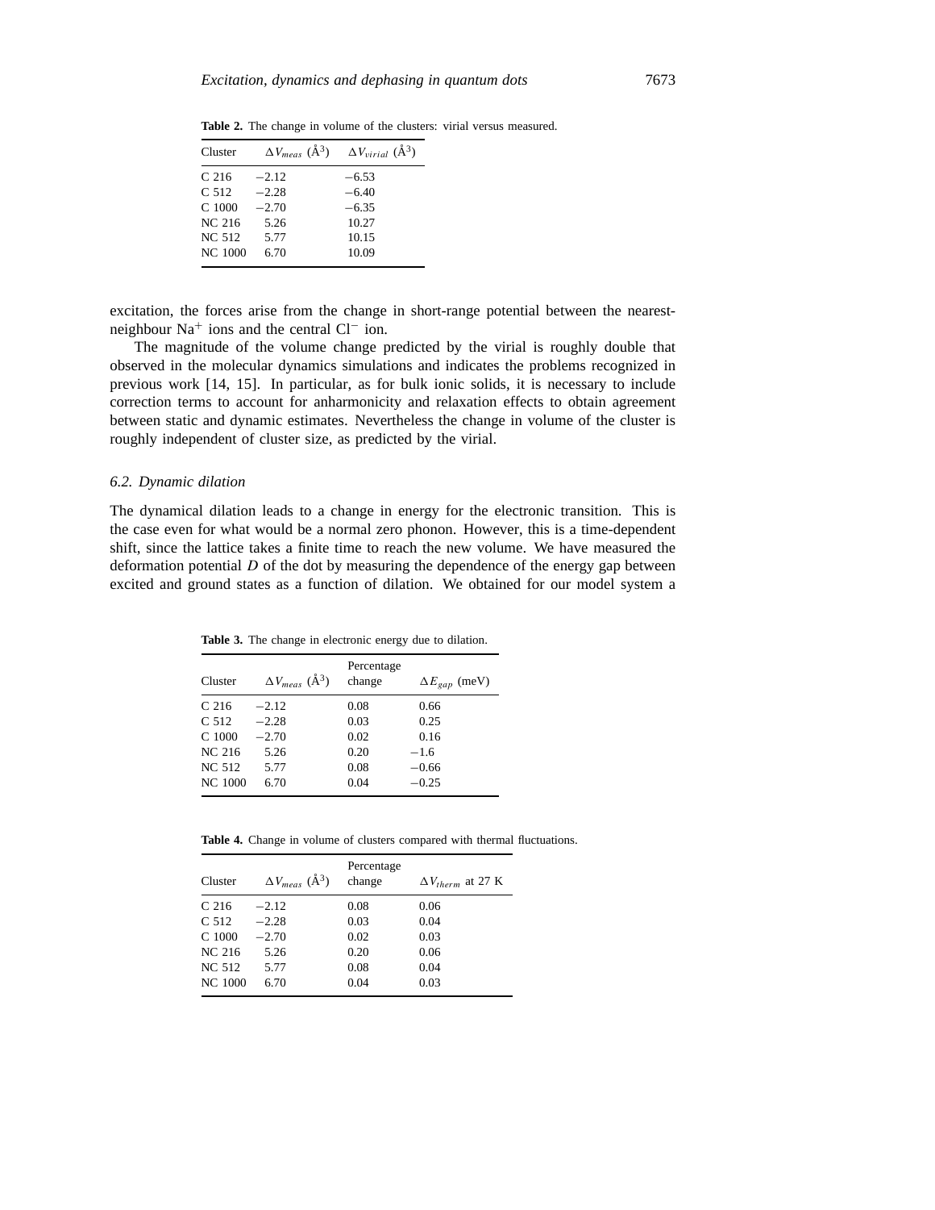**Table 2.** The change in volume of the clusters: virial versus measured.

| Cluster | $\Delta V_{meas}$ (Å$^3$) | $\Delta V_{virial}$ (Å$^3$) |
|---|---|---|
| C 216 | −2.12 | −6.53 |
| C 512 | −2.28 | −6.40 |
| C 1000 | −2.70 | −6.35 |
| NC 216 | 5.26 | 10.27 |
| NC 512 | 5.77 | 10.15 |
| NC 1000 | 6.70 | 10.09 |

excitation, the forces arise from the change in short-range potential between the nearest-neighbour $Na^+$ ions and the central $Cl^-$ ion.

The magnitude of the volume change predicted by the virial is roughly double that observed in the molecular dynamics simulations and indicates the problems recognized in previous work [14, 15]. In particular, as for bulk ionic solids, it is necessary to include correction terms to account for anharmonicity and relaxation effects to obtain agreement between static and dynamic estimates. Nevertheless the change in volume of the cluster is roughly independent of cluster size, as predicted by the virial.

### *6.2. Dynamic dilation*

The dynamical dilation leads to a change in energy for the electronic transition. This is the case even for what would be a normal zero phonon. However, this is a time-dependent shift, since the lattice takes a finite time to reach the new volume. We have measured the deformation potential $D$ of the dot by measuring the dependence of the energy gap between excited and ground states as a function of dilation. We obtained for our model system a

**Table 3.** The change in electronic energy due to dilation.

| Cluster | $\Delta V_{meas}$ (Å$^3$) | Percentage change | $\Delta E_{gap}$ (meV) |
|---|---|---|---|
| C 216 | −2.12 | 0.08 | 0.66 |
| C 512 | −2.28 | 0.03 | 0.25 |
| C 1000 | −2.70 | 0.02 | 0.16 |
| NC 216 | 5.26 | 0.20 | −1.6 |
| NC 512 | 5.77 | 0.08 | −0.66 |
| NC 1000 | 6.70 | 0.04 | −0.25 |

**Table 4.** Change in volume of clusters compared with thermal fluctuations.

| Cluster | $\Delta V_{meas}$ (Å$^3$) | Percentage change | $\Delta V_{therm}$ at 27 K |
|---|---|---|---|
| C 216 | −2.12 | 0.08 | 0.06 |
| C 512 | −2.28 | 0.03 | 0.04 |
| C 1000 | −2.70 | 0.02 | 0.03 |
| NC 216 | 5.26 | 0.20 | 0.06 |
| NC 512 | 5.77 | 0.08 | 0.04 |
| NC 1000 | 6.70 | 0.04 | 0.03 |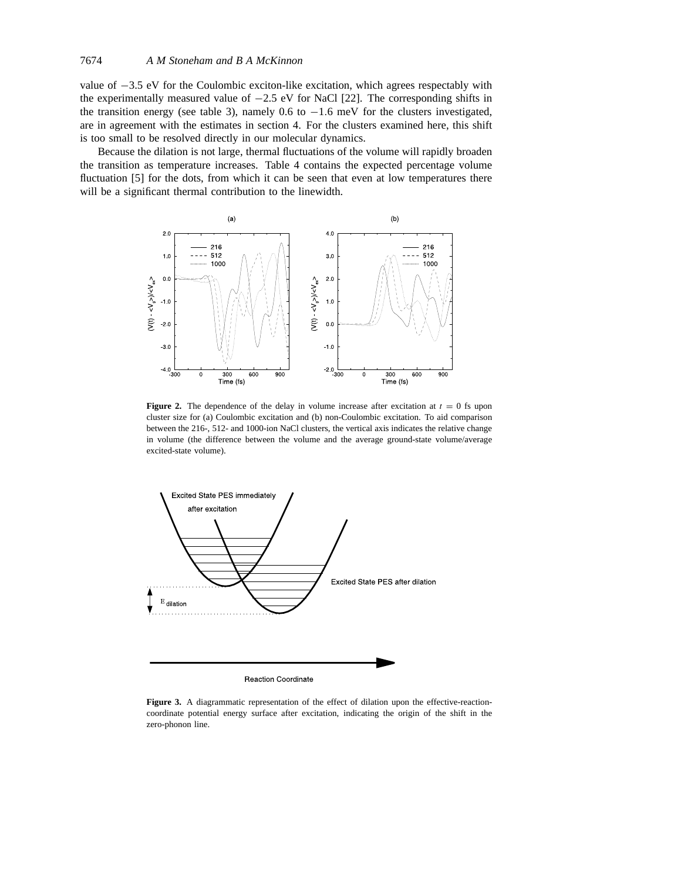value of −3.5 eV for the Coulombic exciton-like excitation, which agrees respectably with the experimentally measured value of −2.5 eV for NaCl [22]. The corresponding shifts in the transition energy (see table 3), namely 0.6 to −1.6 meV for the clusters investigated, are in agreement with the estimates in section 4. For the clusters examined here, this shift is too small to be resolved directly in our molecular dynamics.

Because the dilation is not large, thermal fluctuations of the volume will rapidly broaden the transition as temperature increases. Table 4 contains the expected percentage volume fluctuation [5] for the dots, from which it can be seen that even at low temperatures there will be a significant thermal contribution to the linewidth.

**Figure 2.** The dependence of the delay in volume increase after excitation at $t = 0$ fs upon cluster size for (a) Coulombic excitation and (b) non-Coulombic excitation. To aid comparison between the 216-, 512- and 1000-ion NaCl clusters, the vertical axis indicates the relative change in volume (the difference between the volume and the average ground-state volume/average excited-state volume).

**Figure 3.** A diagrammatic representation of the effect of dilation upon the effective-reaction-coordinate potential energy surface after excitation, indicating the origin of the shift in the zero-phonon line.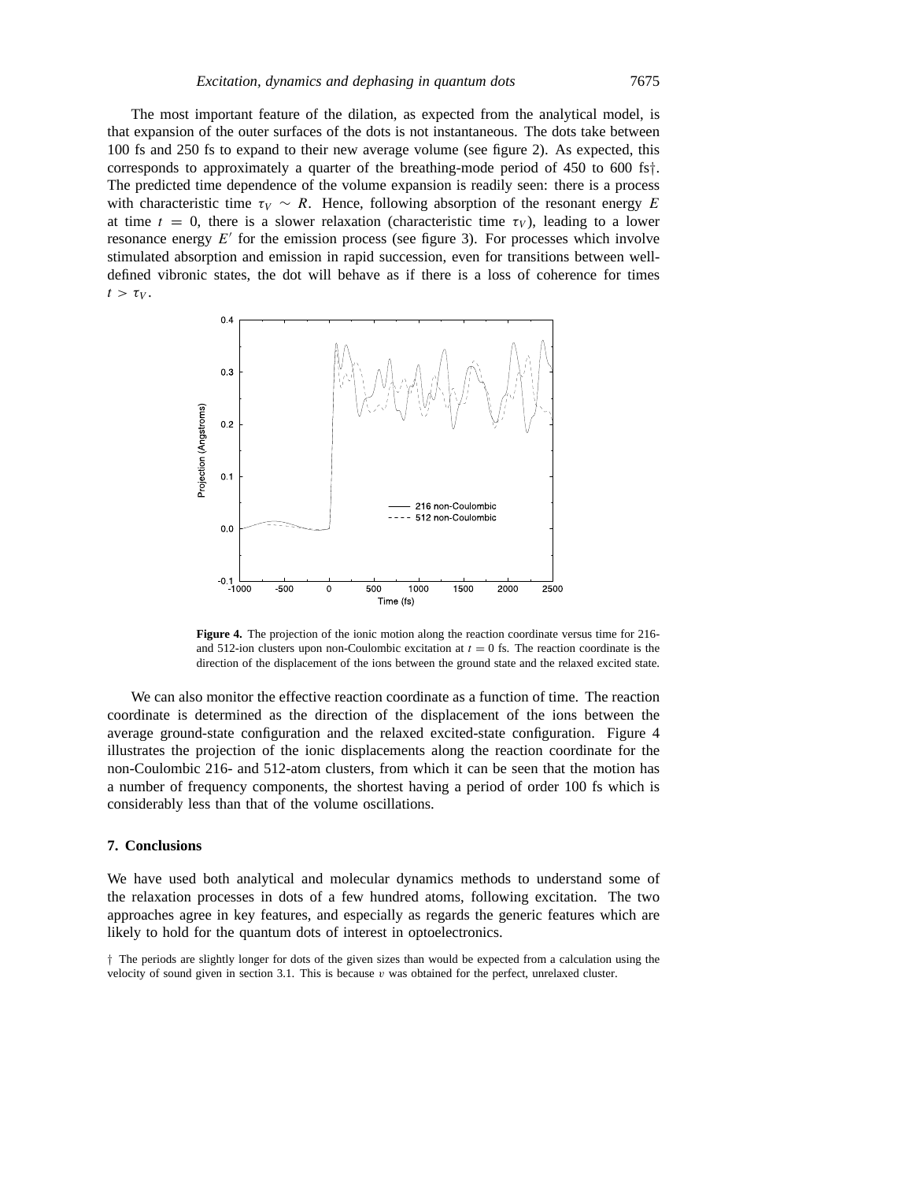The most important feature of the dilation, as expected from the analytical model, is that expansion of the outer surfaces of the dots is not instantaneous. The dots take between 100 fs and 250 fs to expand to their new average volume (see figure 2). As expected, this corresponds to approximately a quarter of the breathing-mode period of 450 to 600 fs†. The predicted time dependence of the volume expansion is readily seen: there is a process with characteristic time $\tau_V \sim R$. Hence, following absorption of the resonant energy $E$ at time $t = 0$, there is a slower relaxation (characteristic time $\tau_V$), leading to a lower resonance energy $E'$ for the emission process (see figure 3). For processes which involve stimulated absorption and emission in rapid succession, even for transitions between well-defined vibronic states, the dot will behave as if there is a loss of coherence for times $t > \tau_V$.

**Figure 4.** The projection of the ionic motion along the reaction coordinate versus time for 216- and 512-ion clusters upon non-Coulombic excitation at $t = 0$ fs. The reaction coordinate is the direction of the displacement of the ions between the ground state and the relaxed excited state.

We can also monitor the effective reaction coordinate as a function of time. The reaction coordinate is determined as the direction of the displacement of the ions between the average ground-state configuration and the relaxed excited-state configuration. Figure 4 illustrates the projection of the ionic displacements along the reaction coordinate for the non-Coulombic 216- and 512-atom clusters, from which it can be seen that the motion has a number of frequency components, the shortest having a period of order 100 fs which is considerably less than that of the volume oscillations.

## 7. Conclusions

We have used both analytical and molecular dynamics methods to understand some of the relaxation processes in dots of a few hundred atoms, following excitation. The two approaches agree in key features, and especially as regards the generic features which are likely to hold for the quantum dots of interest in optoelectronics.

† The periods are slightly longer for dots of the given sizes than would be expected from a calculation using the velocity of sound given in section 3.1. This is because $v$ was obtained for the perfect, unrelaxed cluster.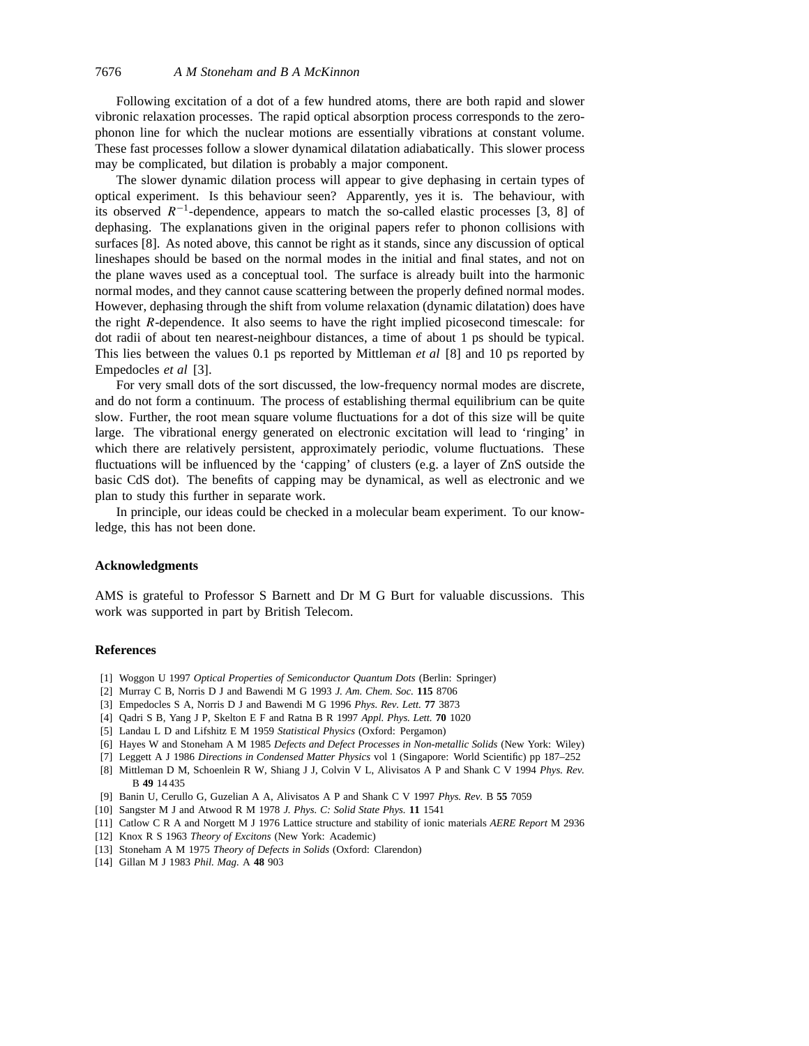Following excitation of a dot of a few hundred atoms, there are both rapid and slower vibronic relaxation processes. The rapid optical absorption process corresponds to the zero-phonon line for which the nuclear motions are essentially vibrations at constant volume. These fast processes follow a slower dynamical dilatation adiabatically. This slower process may be complicated, but dilation is probably a major component.

The slower dynamic dilation process will appear to give dephasing in certain types of optical experiment. Is this behaviour seen? Apparently, yes it is. The behaviour, with its observed $R^{-1}$-dependence, appears to match the so-called elastic processes [3, 8] of dephasing. The explanations given in the original papers refer to phonon collisions with surfaces [8]. As noted above, this cannot be right as it stands, since any discussion of optical lineshapes should be based on the normal modes in the initial and final states, and not on the plane waves used as a conceptual tool. The surface is already built into the harmonic normal modes, and they cannot cause scattering between the properly defined normal modes. However, dephasing through the shift from volume relaxation (dynamic dilatation) does have the right $R$-dependence. It also seems to have the right implied picosecond timescale: for dot radii of about ten nearest-neighbour distances, a time of about 1 ps should be typical. This lies between the values 0.1 ps reported by Mittleman *et al* [8] and 10 ps reported by Empedocles *et al* [3].

For very small dots of the sort discussed, the low-frequency normal modes are discrete, and do not form a continuum. The process of establishing thermal equilibrium can be quite slow. Further, the root mean square volume fluctuations for a dot of this size will be quite large. The vibrational energy generated on electronic excitation will lead to 'ringing' in which there are relatively persistent, approximately periodic, volume fluctuations. These fluctuations will be influenced by the 'capping' of clusters (e.g. a layer of ZnS outside the basic CdS dot). The benefits of capping may be dynamical, as well as electronic and we plan to study this further in separate work.

In principle, our ideas could be checked in a molecular beam experiment. To our knowledge, this has not been done.

## Acknowledgments

AMS is grateful to Professor S Barnett and Dr M G Burt for valuable discussions. This work was supported in part by British Telecom.

## References

[1] Woggon U 1997 *Optical Properties of Semiconductor Quantum Dots* (Berlin: Springer)
[2] Murray C B, Norris D J and Bawendi M G 1993 *J. Am. Chem. Soc.* **115** 8706
[3] Empedocles S A, Norris D J and Bawendi M G 1996 *Phys. Rev. Lett.* **77** 3873
[4] Qadri S B, Yang J P, Skelton E F and Ratna B R 1997 *Appl. Phys. Lett.* **70** 1020
[5] Landau L D and Lifshitz E M 1959 *Statistical Physics* (Oxford: Pergamon)
[6] Hayes W and Stoneham A M 1985 *Defects and Defect Processes in Non-metallic Solids* (New York: Wiley)
[7] Leggett A J 1986 *Directions in Condensed Matter Physics* vol 1 (Singapore: World Scientific) pp 187–252
[8] Mittleman D M, Schoenlein R W, Shiang J J, Colvin V L, Alivisatos A P and Shank C V 1994 *Phys. Rev.* B **49** 14 435
[9] Banin U, Cerullo G, Guzelian A A, Alivisatos A P and Shank C V 1997 *Phys. Rev.* B **55** 7059
[10] Sangster M J and Atwood R M 1978 *J. Phys. C: Solid State Phys.* **11** 1541
[11] Catlow C R A and Norgett M J 1976 Lattice structure and stability of ionic materials *AERE Report* M 2936
[12] Knox R S 1963 *Theory of Excitons* (New York: Academic)
[13] Stoneham A M 1975 *Theory of Defects in Solids* (Oxford: Clarendon)
[14] Gillan M J 1983 *Phil. Mag.* A **48** 903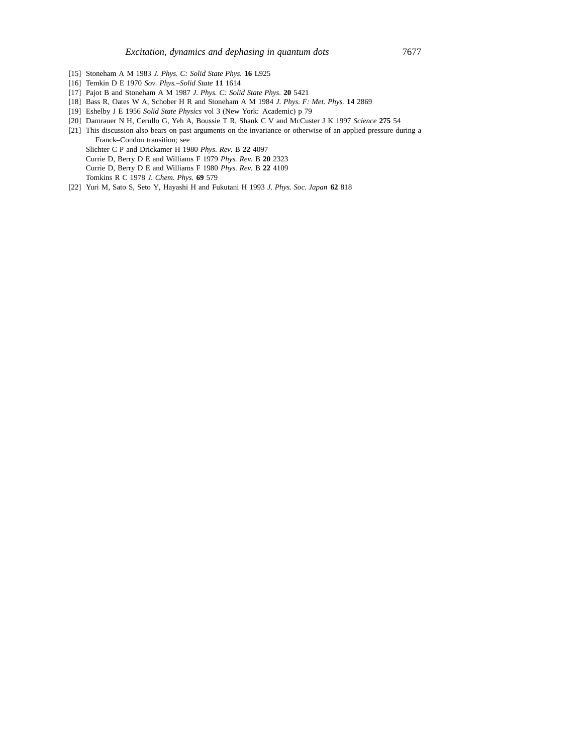[15] Stoneham A M 1983 *J. Phys. C: Solid State Phys.* **16** L925

[16] Temkin D E 1970 *Sov. Phys.–Solid State* **11** 1614

[17] Pajot B and Stoneham A M 1987 *J. Phys. C: Solid State Phys.* **20** 5421

[18] Bass R, Oates W A, Schober H R and Stoneham A M 1984 *J. Phys. F: Met. Phys.* **14** 2869

[19] Eshelby J E 1956 *Solid State Physics* vol 3 (New York: Academic) p 79

[20] Damrauer N H, Cerullo G, Yeh A, Boussie T R, Shank C V and McCuster J K 1997 *Science* **275** 54

[21] This discussion also bears on past arguments on the invariance or otherwise of an applied pressure during a Franck–Condon transition; see
Slichter C P and Drickamer H 1980 *Phys. Rev.* B **22** 4097
Currie D, Berry D E and Williams F 1979 *Phys. Rev.* B **20** 2323
Currie D, Berry D E and Williams F 1980 *Phys. Rev.* B **22** 4109
Tomkins R C 1978 *J. Chem. Phys.* **69** 579

[22] Yuri M, Sato S, Seto Y, Hayashi H and Fukutani H 1993 *J. Phys. Soc. Japan* **62** 818